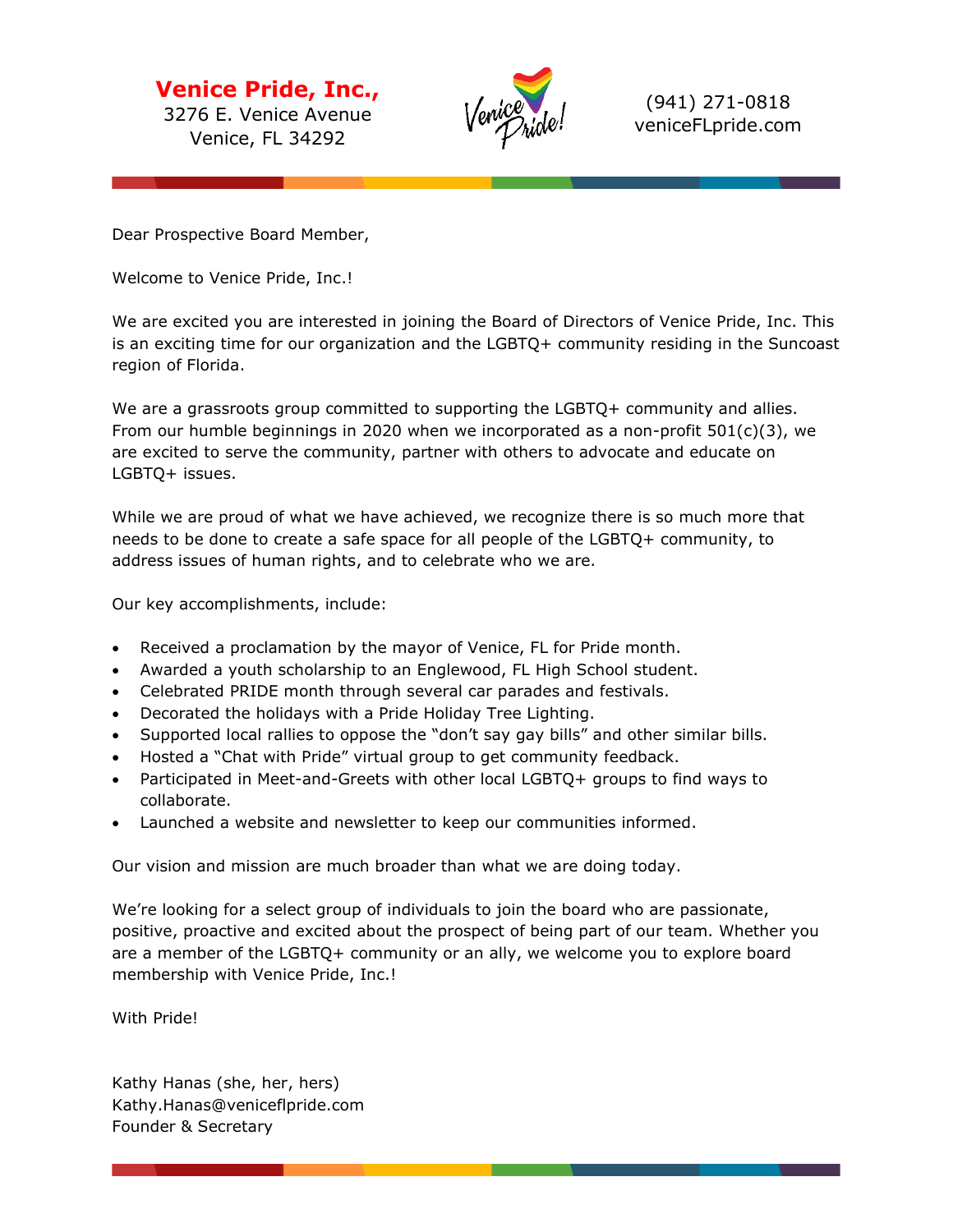**Venice Pride, Inc.,**
3276 E. Venice Avenue
Venice, FL 34292

(941) 271-0818
veniceFLpride.com

Dear Prospective Board Member,

Welcome to Venice Pride, Inc.!

We are excited you are interested in joining the Board of Directors of Venice Pride, Inc. This is an exciting time for our organization and the LGBTQ+ community residing in the Suncoast region of Florida.

We are a grassroots group committed to supporting the LGBTQ+ community and allies. From our humble beginnings in 2020 when we incorporated as a non-profit 501(c)(3), we are excited to serve the community, partner with others to advocate and educate on LGBTQ+ issues.

While we are proud of what we have achieved, we recognize there is so much more that needs to be done to create a safe space for all people of the LGBTQ+ community, to address issues of human rights, and to celebrate who we are.

Our key accomplishments, include:

- Received a proclamation by the mayor of Venice, FL for Pride month.
- Awarded a youth scholarship to an Englewood, FL High School student.
- Celebrated PRIDE month through several car parades and festivals.
- Decorated the holidays with a Pride Holiday Tree Lighting.
- Supported local rallies to oppose the “don’t say gay bills” and other similar bills.
- Hosted a “Chat with Pride” virtual group to get community feedback.
- Participated in Meet-and-Greets with other local LGBTQ+ groups to find ways to collaborate.
- Launched a website and newsletter to keep our communities informed.

Our vision and mission are much broader than what we are doing today.

We’re looking for a select group of individuals to join the board who are passionate, positive, proactive and excited about the prospect of being part of our team. Whether you are a member of the LGBTQ+ community or an ally, we welcome you to explore board membership with Venice Pride, Inc.!

With Pride!

Kathy Hanas (she, her, hers)
Kathy.Hanas@veniceflpride.com
Founder & Secretary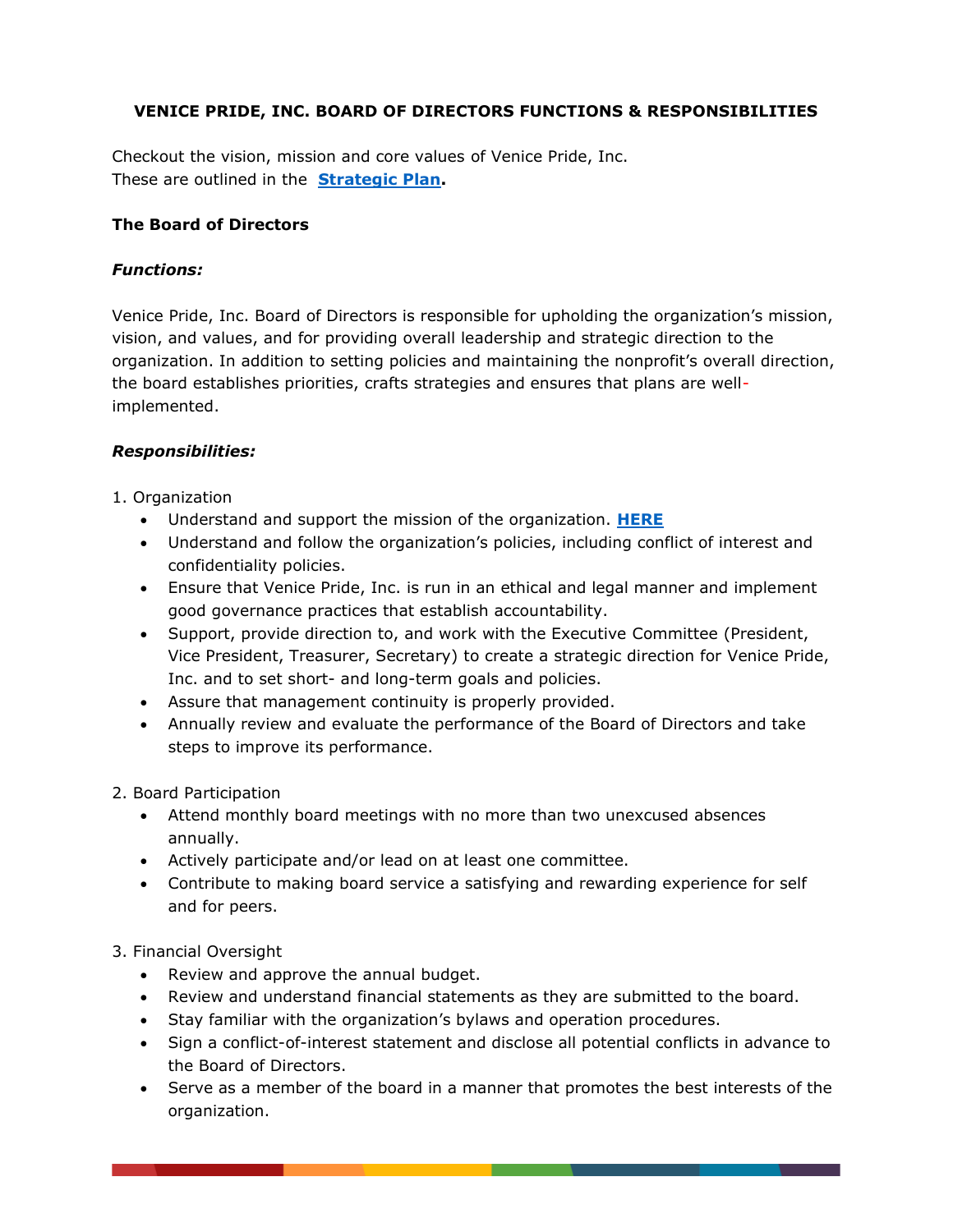**VENICE PRIDE, INC. BOARD OF DIRECTORS FUNCTIONS & RESPONSIBILITIES**

Checkout the vision, mission and core values of Venice Pride, Inc.
These are outlined in the **Strategic Plan**.

**The Board of Directors**

***Functions:***

Venice Pride, Inc. Board of Directors is responsible for upholding the organization's mission, vision, and values, and for providing overall leadership and strategic direction to the organization. In addition to setting policies and maintaining the nonprofit's overall direction, the board establishes priorities, crafts strategies and ensures that plans are well-implemented.

***Responsibilities:***

1. Organization
   - Understand and support the mission of the organization. **HERE**
   - Understand and follow the organization's policies, including conflict of interest and confidentiality policies.
   - Ensure that Venice Pride, Inc. is run in an ethical and legal manner and implement good governance practices that establish accountability.
   - Support, provide direction to, and work with the Executive Committee (President, Vice President, Treasurer, Secretary) to create a strategic direction for Venice Pride, Inc. and to set short- and long-term goals and policies.
   - Assure that management continuity is properly provided.
   - Annually review and evaluate the performance of the Board of Directors and take steps to improve its performance.

2. Board Participation
   - Attend monthly board meetings with no more than two unexcused absences annually.
   - Actively participate and/or lead on at least one committee.
   - Contribute to making board service a satisfying and rewarding experience for self and for peers.

3. Financial Oversight
   - Review and approve the annual budget.
   - Review and understand financial statements as they are submitted to the board.
   - Stay familiar with the organization's bylaws and operation procedures.
   - Sign a conflict-of-interest statement and disclose all potential conflicts in advance to the Board of Directors.
   - Serve as a member of the board in a manner that promotes the best interests of the organization.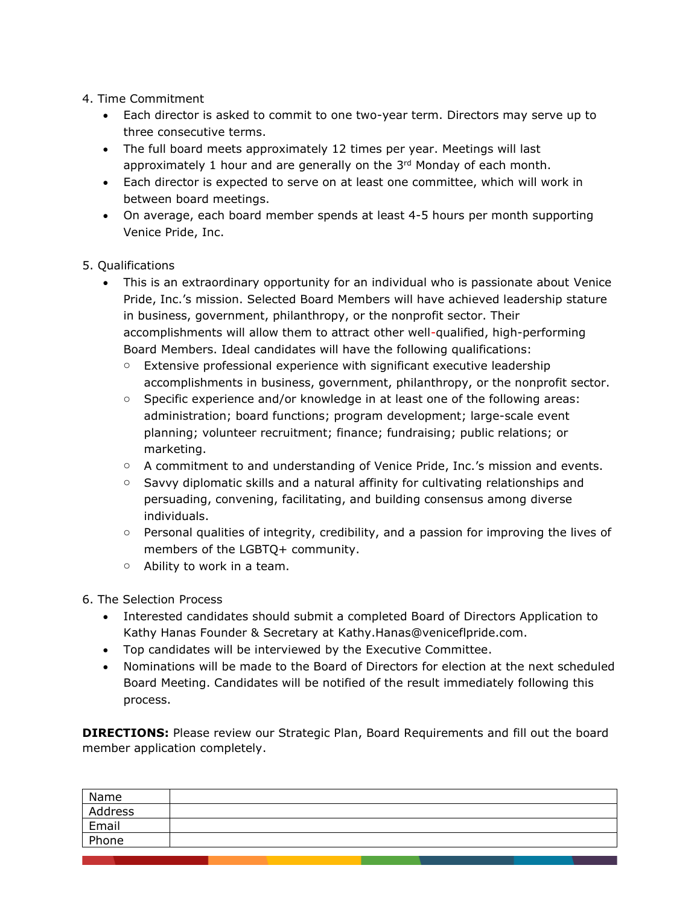4. Time Commitment
   - Each director is asked to commit to one two-year term. Directors may serve up to three consecutive terms.
   - The full board meets approximately 12 times per year. Meetings will last approximately 1 hour and are generally on the 3rd Monday of each month.
   - Each director is expected to serve on at least one committee, which will work in between board meetings.
   - On average, each board member spends at least 4-5 hours per month supporting Venice Pride, Inc.

5. Qualifications
   - This is an extraordinary opportunity for an individual who is passionate about Venice Pride, Inc.'s mission. Selected Board Members will have achieved leadership stature in business, government, philanthropy, or the nonprofit sector. Their accomplishments will allow them to attract other well-qualified, high-performing Board Members. Ideal candidates will have the following qualifications:
     - Extensive professional experience with significant executive leadership accomplishments in business, government, philanthropy, or the nonprofit sector.
     - Specific experience and/or knowledge in at least one of the following areas: administration; board functions; program development; large-scale event planning; volunteer recruitment; finance; fundraising; public relations; or marketing.
     - A commitment to and understanding of Venice Pride, Inc.'s mission and events.
     - Savvy diplomatic skills and a natural affinity for cultivating relationships and persuading, convening, facilitating, and building consensus among diverse individuals.
     - Personal qualities of integrity, credibility, and a passion for improving the lives of members of the LGBTQ+ community.
     - Ability to work in a team.

6. The Selection Process
   - Interested candidates should submit a completed Board of Directors Application to Kathy Hanas Founder & Secretary at Kathy.Hanas@veniceflpride.com.
   - Top candidates will be interviewed by the Executive Committee.
   - Nominations will be made to the Board of Directors for election at the next scheduled Board Meeting. Candidates will be notified of the result immediately following this process.

**DIRECTIONS:** Please review our Strategic Plan, Board Requirements and fill out the board member application completely.

| | |
|---|---|
| Name | |
| Address | |
| Email | |
| Phone | |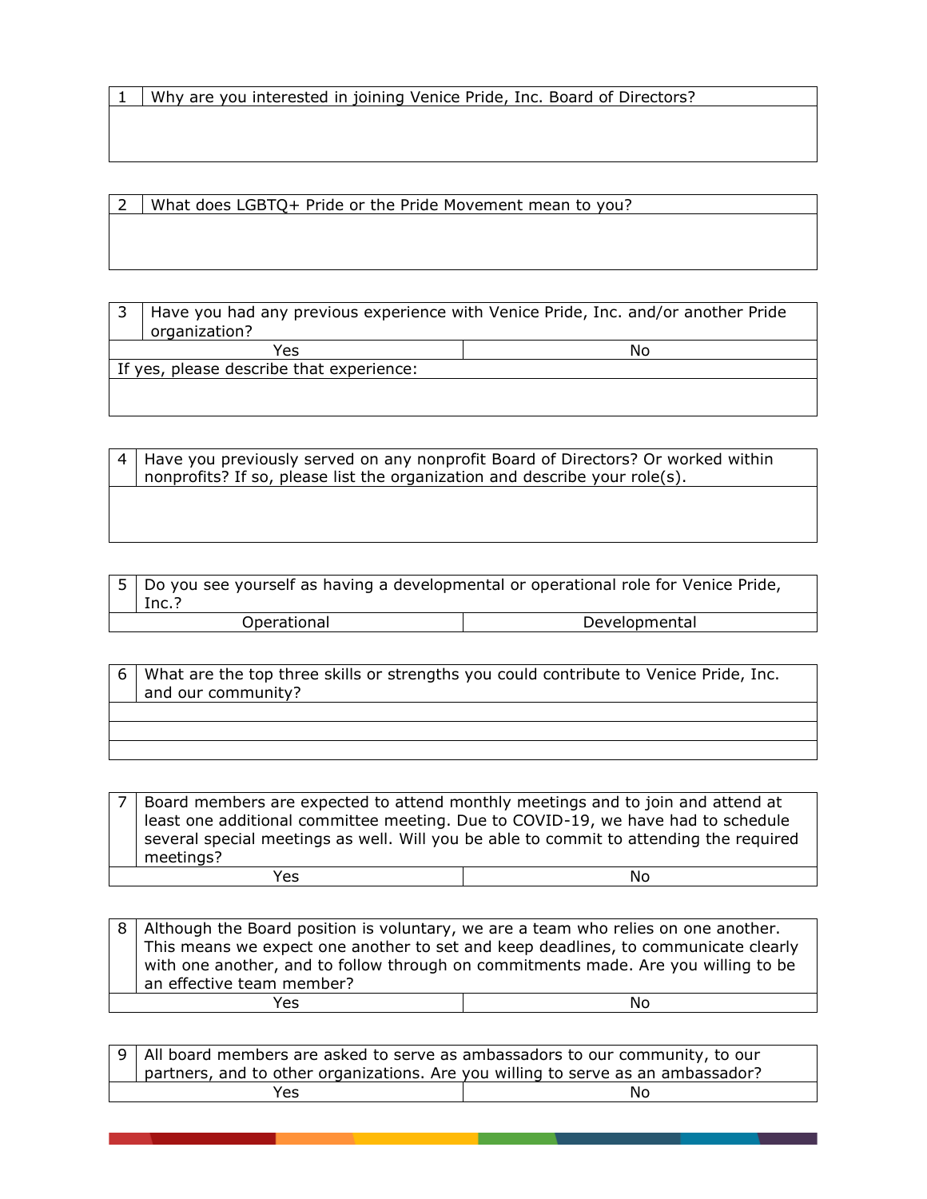| 1 | Why are you interested in joining Venice Pride, Inc. Board of Directors? |
|---|---|
| | |

| 2 | What does LGBTQ+ Pride or the Pride Movement mean to you? |
|---|---|
| | |

| 3 | Have you had any previous experience with Venice Pride, Inc. and/or another Pride organization? |
|---|---|
| Yes | No |
| If yes, please describe that experience: | |
| | |

| 4 | Have you previously served on any nonprofit Board of Directors? Or worked within nonprofits? If so, please list the organization and describe your role(s). |
|---|---|
| | |

| 5 | Do you see yourself as having a developmental or operational role for Venice Pride, Inc.? |
|---|---|
| Operational | Developmental |

| 6 | What are the top three skills or strengths you could contribute to Venice Pride, Inc. and our community? |
|---|---|
| | |
| | |
| | |

| 7 | Board members are expected to attend monthly meetings and to join and attend at least one additional committee meeting. Due to COVID-19, we have had to schedule several special meetings as well. Will you be able to commit to attending the required meetings? |
|---|---|
| Yes | No |

| 8 | Although the Board position is voluntary, we are a team who relies on one another. This means we expect one another to set and keep deadlines, to communicate clearly with one another, and to follow through on commitments made. Are you willing to be an effective team member? |
|---|---|
| Yes | No |

| 9 | All board members are asked to serve as ambassadors to our community, to our partners, and to other organizations. Are you willing to serve as an ambassador? |
|---|---|
| Yes | No |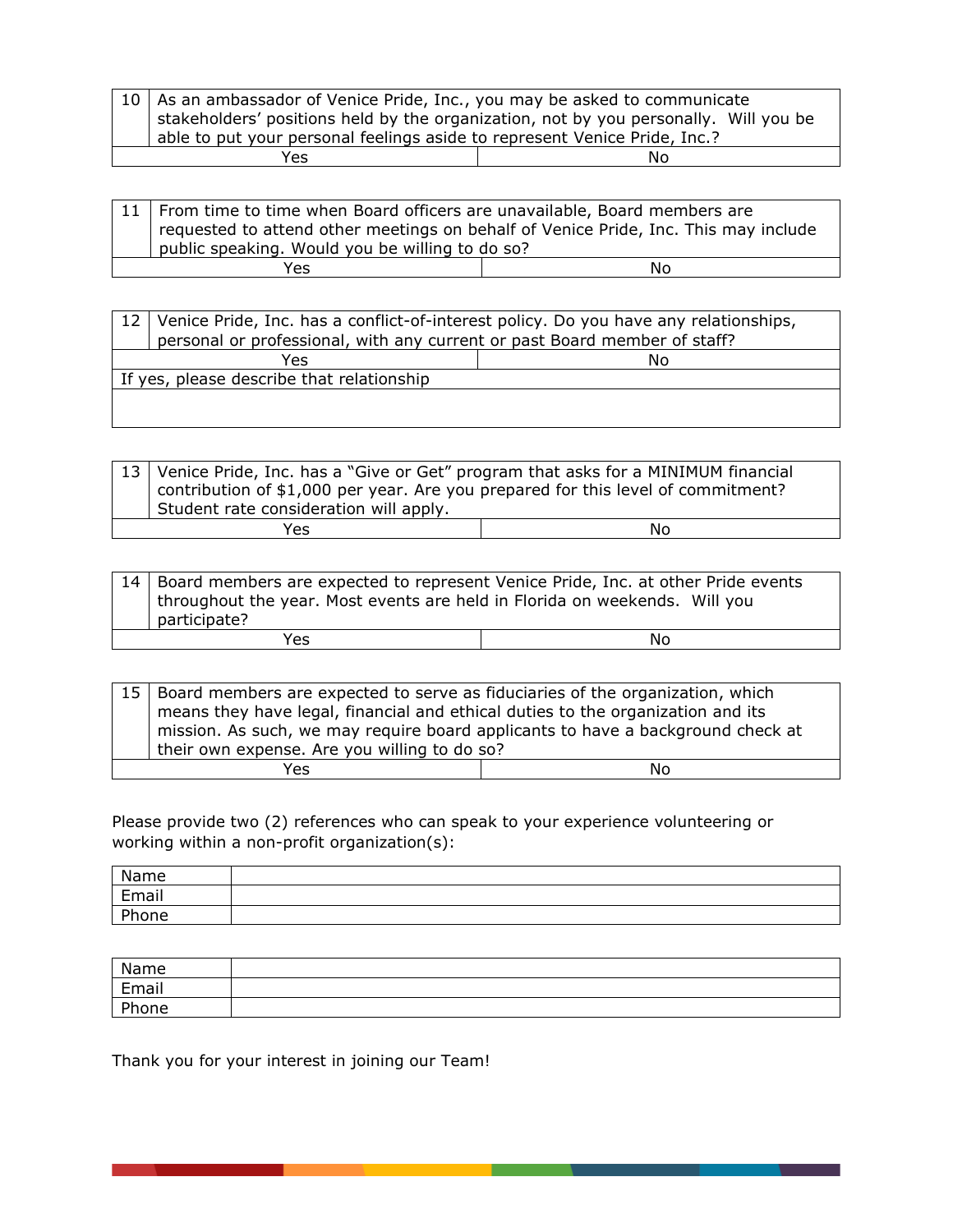| 10 | As an ambassador of Venice Pride, Inc., you may be asked to communicate stakeholders' positions held by the organization, not by you personally. Will you be able to put your personal feelings aside to represent Venice Pride, Inc.? |
|---|---|
| Yes | No |

| 11 | From time to time when Board officers are unavailable, Board members are requested to attend other meetings on behalf of Venice Pride, Inc. This may include public speaking. Would you be willing to do so? |
|---|---|
| Yes | No |

| 12 | Venice Pride, Inc. has a conflict-of-interest policy. Do you have any relationships, personal or professional, with any current or past Board member of staff? |
|---|---|
| Yes | No |
| If yes, please describe that relationship | |
| | |

| 13 | Venice Pride, Inc. has a "Give or Get" program that asks for a MINIMUM financial contribution of $1,000 per year. Are you prepared for this level of commitment? Student rate consideration will apply. |
|---|---|
| Yes | No |

| 14 | Board members are expected to represent Venice Pride, Inc. at other Pride events throughout the year. Most events are held in Florida on weekends. Will you participate? |
|---|---|
| Yes | No |

| 15 | Board members are expected to serve as fiduciaries of the organization, which means they have legal, financial and ethical duties to the organization and its mission. As such, we may require board applicants to have a background check at their own expense. Are you willing to do so? |
|---|---|
| Yes | No |

Please provide two (2) references who can speak to your experience volunteering or working within a non-profit organization(s):

| | |
|---|---|
| Name | |
| Email | |
| Phone | |

| | |
|---|---|
| Name | |
| Email | |
| Phone | |

Thank you for your interest in joining our Team!